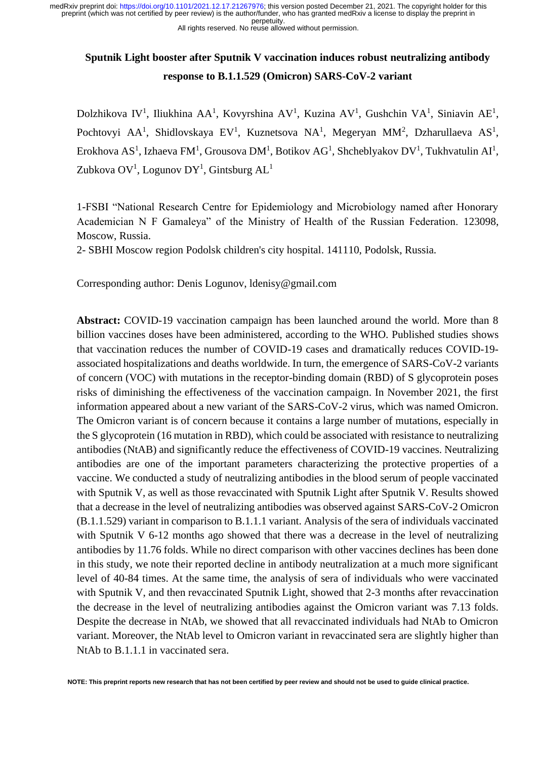# Sputnik Light booster after Sputnik V vaccination induces robust neutralizing antibody response to B.1.1.529 (Omicron) SARS-CoV-2 variant

Dolzhikova IV[1], Iliukhina AA[1], Kovyrshina AV[1], Kuzina AV[1], Gushchin VA[1], Siniavin AE[1], Pochtovyi AA[1], Shidlovskaya EV[1], Kuznetsova NA[1], Megeryan MM[2], Dzharullaeva AS[1], Erokhova AS[1], Izhaeva FM[1], Grousova DM[1], Botikov AG[1], Shcheblyakov DV[1], Tukhvatulin AI[1], Zubkova OV[1], Logunov DY[1], Gintsburg AL[1]

1-FSBI "National Research Centre for Epidemiology and Microbiology named after Honorary Academician N F Gamaleya" of the Ministry of Health of the Russian Federation. 123098, Moscow, Russia.

2- SBHI Moscow region Podolsk children's city hospital. 141110, Podolsk, Russia.

Corresponding author: Denis Logunov, ldenisy@gmail.com

**Abstract:** COVID-19 vaccination campaign has been launched around the world. More than 8 billion vaccines doses have been administered, according to the WHO. Published studies shows that vaccination reduces the number of COVID-19 cases and dramatically reduces COVID-19-associated hospitalizations and deaths worldwide. In turn, the emergence of SARS-CoV-2 variants of concern (VOC) with mutations in the receptor-binding domain (RBD) of S glycoprotein poses risks of diminishing the effectiveness of the vaccination campaign. In November 2021, the first information appeared about a new variant of the SARS-CoV-2 virus, which was named Omicron. The Omicron variant is of concern because it contains a large number of mutations, especially in the S glycoprotein (16 mutation in RBD), which could be associated with resistance to neutralizing antibodies (NtAB) and significantly reduce the effectiveness of COVID-19 vaccines. Neutralizing antibodies are one of the important parameters characterizing the protective properties of a vaccine. We conducted a study of neutralizing antibodies in the blood serum of people vaccinated with Sputnik V, as well as those revaccinated with Sputnik Light after Sputnik V. Results showed that a decrease in the level of neutralizing antibodies was observed against SARS-CoV-2 Omicron (B.1.1.529) variant in comparison to B.1.1.1 variant. Analysis of the sera of individuals vaccinated with Sputnik V 6-12 months ago showed that there was a decrease in the level of neutralizing antibodies by 11.76 folds. While no direct comparison with other vaccines declines has been done in this study, we note their reported decline in antibody neutralization at a much more significant level of 40-84 times. At the same time, the analysis of sera of individuals who were vaccinated with Sputnik V, and then revaccinated Sputnik Light, showed that 2-3 months after revaccination the decrease in the level of neutralizing antibodies against the Omicron variant was 7.13 folds. Despite the decrease in NtAb, we showed that all revaccinated individuals had NtAb to Omicron variant. Moreover, the NtAb level to Omicron variant in revaccinated sera are slightly higher than NtAb to B.1.1.1 in vaccinated sera.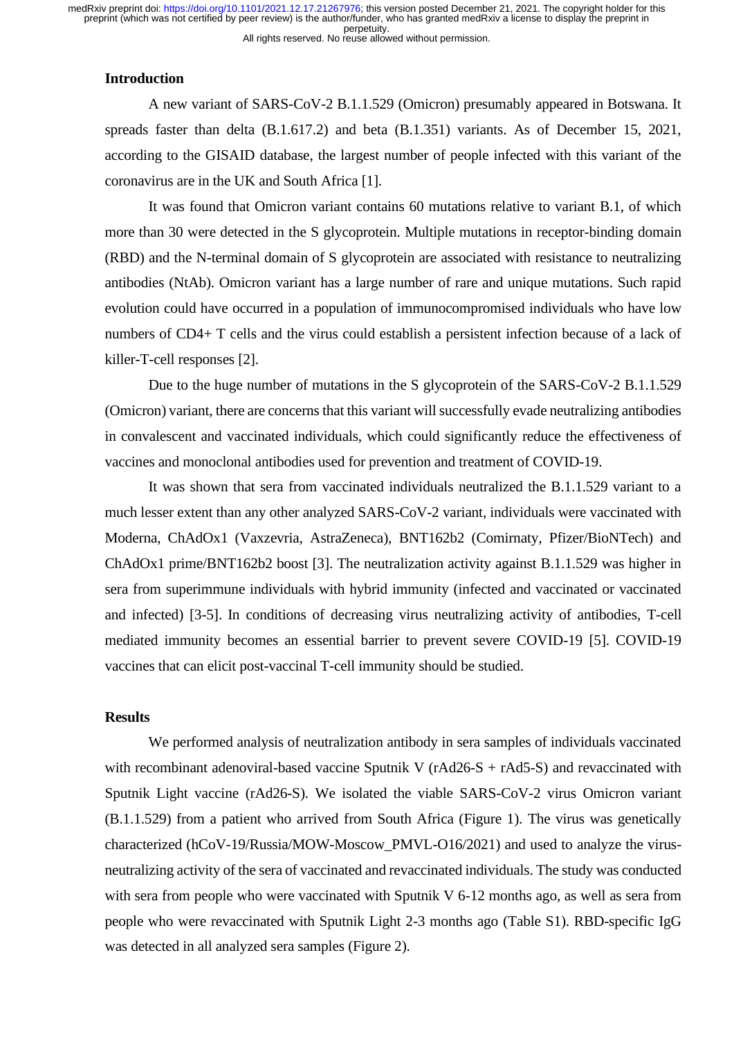## Introduction

A new variant of SARS-CoV-2 B.1.1.529 (Omicron) presumably appeared in Botswana. It spreads faster than delta (B.1.617.2) and beta (B.1.351) variants. As of December 15, 2021, according to the GISAID database, the largest number of people infected with this variant of the coronavirus are in the UK and South Africa [1].

It was found that Omicron variant contains 60 mutations relative to variant B.1, of which more than 30 were detected in the S glycoprotein. Multiple mutations in receptor-binding domain (RBD) and the N-terminal domain of S glycoprotein are associated with resistance to neutralizing antibodies (NtAb). Omicron variant has a large number of rare and unique mutations. Such rapid evolution could have occurred in a population of immunocompromised individuals who have low numbers of CD4+ T cells and the virus could establish a persistent infection because of a lack of killer-T-cell responses [2].

Due to the huge number of mutations in the S glycoprotein of the SARS-CoV-2 B.1.1.529 (Omicron) variant, there are concerns that this variant will successfully evade neutralizing antibodies in convalescent and vaccinated individuals, which could significantly reduce the effectiveness of vaccines and monoclonal antibodies used for prevention and treatment of COVID-19.

It was shown that sera from vaccinated individuals neutralized the B.1.1.529 variant to a much lesser extent than any other analyzed SARS-CoV-2 variant, individuals were vaccinated with Moderna, ChAdOx1 (Vaxzevria, AstraZeneca), BNT162b2 (Comirnaty, Pfizer/BioNTech) and ChAdOx1 prime/BNT162b2 boost [3]. The neutralization activity against B.1.1.529 was higher in sera from superimmune individuals with hybrid immunity (infected and vaccinated or vaccinated and infected) [3-5]. In conditions of decreasing virus neutralizing activity of antibodies, T-cell mediated immunity becomes an essential barrier to prevent severe COVID-19 [5]. COVID-19 vaccines that can elicit post-vaccinal T-cell immunity should be studied.

## Results

We performed analysis of neutralization antibody in sera samples of individuals vaccinated with recombinant adenoviral-based vaccine Sputnik V (rAd26-S + rAd5-S) and revaccinated with Sputnik Light vaccine (rAd26-S). We isolated the viable SARS-CoV-2 virus Omicron variant (B.1.1.529) from a patient who arrived from South Africa (Figure 1). The virus was genetically characterized (hCoV-19/Russia/MOW-Moscow_PMVL-O16/2021) and used to analyze the virus-neutralizing activity of the sera of vaccinated and revaccinated individuals. The study was conducted with sera from people who were vaccinated with Sputnik V 6-12 months ago, as well as sera from people who were revaccinated with Sputnik Light 2-3 months ago (Table S1). RBD-specific IgG was detected in all analyzed sera samples (Figure 2).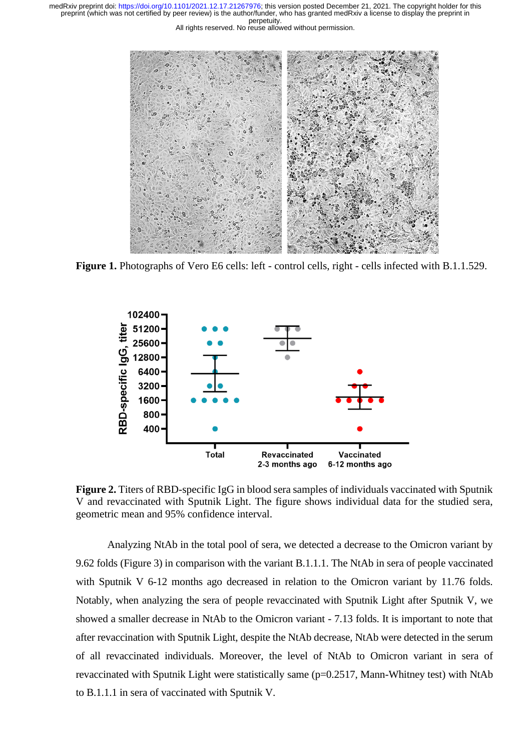**Figure 1.** Photographs of Vero E6 cells: left - control cells, right - cells infected with B.1.1.529.

**Figure 2.** Titers of RBD-specific IgG in blood sera samples of individuals vaccinated with Sputnik V and revaccinated with Sputnik Light. The figure shows individual data for the studied sera, geometric mean and 95% confidence interval.

Analyzing NtAb in the total pool of sera, we detected a decrease to the Omicron variant by 9.62 folds (Figure 3) in comparison with the variant B.1.1.1. The NtAb in sera of people vaccinated with Sputnik V 6-12 months ago decreased in relation to the Omicron variant by 11.76 folds. Notably, when analyzing the sera of people revaccinated with Sputnik Light after Sputnik V, we showed a smaller decrease in NtAb to the Omicron variant - 7.13 folds. It is important to note that after revaccination with Sputnik Light, despite the NtAb decrease, NtAb were detected in the serum of all revaccinated individuals. Moreover, the level of NtAb to Omicron variant in sera of revaccinated with Sputnik Light were statistically same ($p=0.2517$, Mann-Whitney test) with NtAb to B.1.1.1 in sera of vaccinated with Sputnik V.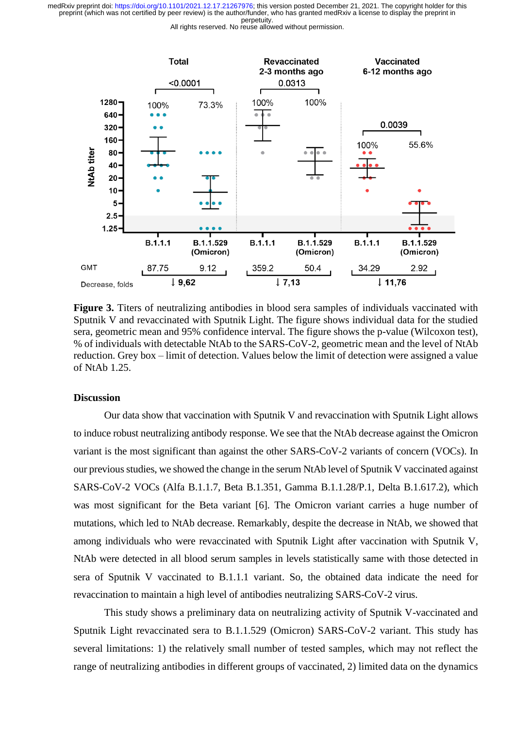**Figure 3.** Titers of neutralizing antibodies in blood sera samples of individuals vaccinated with Sputnik V and revaccinated with Sputnik Light. The figure shows individual data for the studied sera, geometric mean and 95% confidence interval. The figure shows the p-value (Wilcoxon test), % of individuals with detectable NtAb to the SARS-CoV-2, geometric mean and the level of NtAb reduction. Grey box – limit of detection. Values below the limit of detection were assigned a value of NtAb 1.25.

## Discussion

Our data show that vaccination with Sputnik V and revaccination with Sputnik Light allows to induce robust neutralizing antibody response. We see that the NtAb decrease against the Omicron variant is the most significant than against the other SARS-CoV-2 variants of concern (VOCs). In our previous studies, we showed the change in the serum NtAb level of Sputnik V vaccinated against SARS-CoV-2 VOCs (Alfa B.1.1.7, Beta B.1.351, Gamma B.1.1.28/P.1, Delta B.1.617.2), which was most significant for the Beta variant [6]. The Omicron variant carries a huge number of mutations, which led to NtAb decrease. Remarkably, despite the decrease in NtAb, we showed that among individuals who were revaccinated with Sputnik Light after vaccination with Sputnik V, NtAb were detected in all blood serum samples in levels statistically same with those detected in sera of Sputnik V vaccinated to B.1.1.1 variant. So, the obtained data indicate the need for revaccination to maintain a high level of antibodies neutralizing SARS-CoV-2 virus.

This study shows a preliminary data on neutralizing activity of Sputnik V-vaccinated and Sputnik Light revaccinated sera to B.1.1.529 (Omicron) SARS-CoV-2 variant. This study has several limitations: 1) the relatively small number of tested samples, which may not reflect the range of neutralizing antibodies in different groups of vaccinated, 2) limited data on the dynamics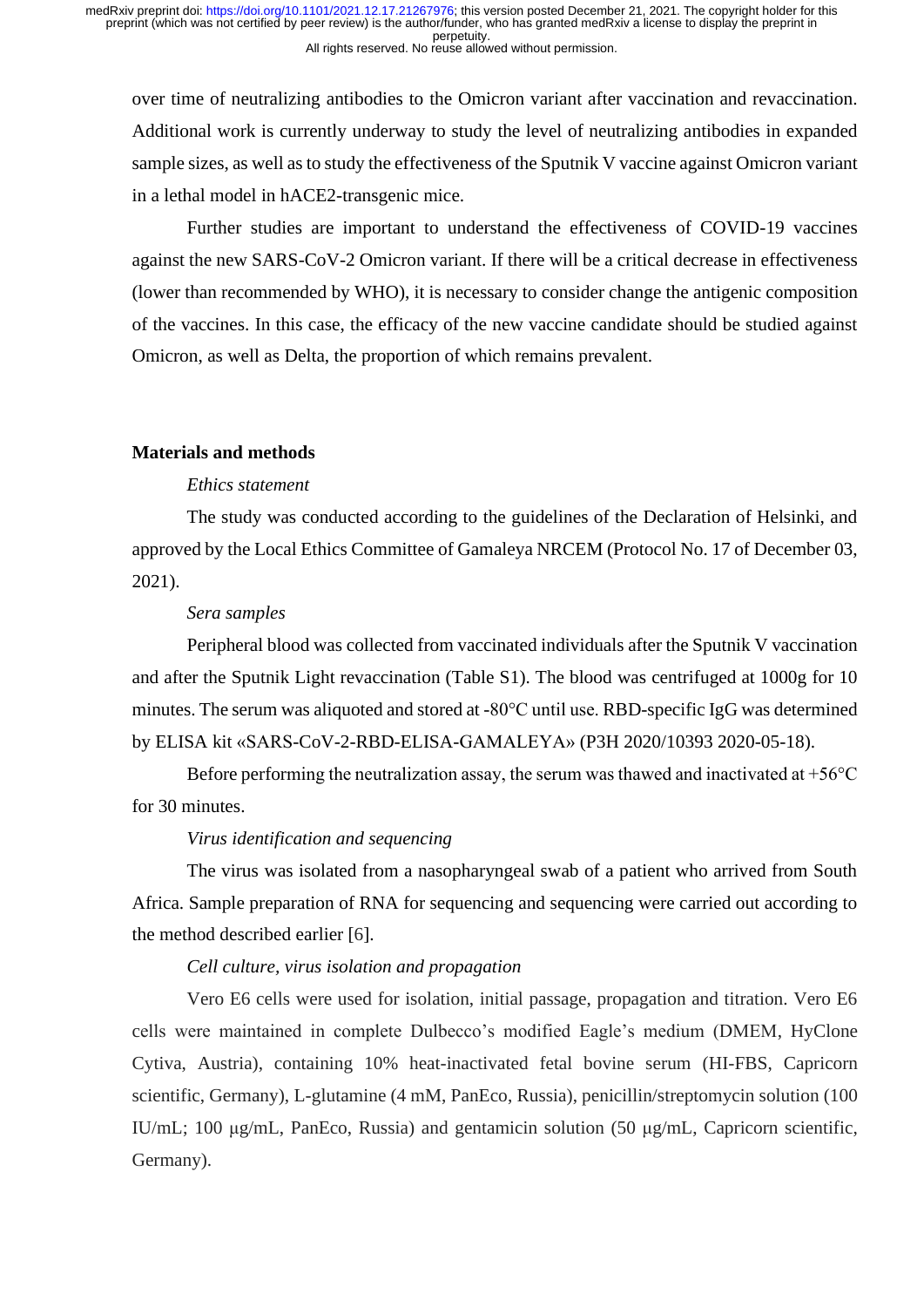over time of neutralizing antibodies to the Omicron variant after vaccination and revaccination. Additional work is currently underway to study the level of neutralizing antibodies in expanded sample sizes, as well as to study the effectiveness of the Sputnik V vaccine against Omicron variant in a lethal model in hACE2-transgenic mice.

Further studies are important to understand the effectiveness of COVID-19 vaccines against the new SARS-CoV-2 Omicron variant. If there will be a critical decrease in effectiveness (lower than recommended by WHO), it is necessary to consider change the antigenic composition of the vaccines. In this case, the efficacy of the new vaccine candidate should be studied against Omicron, as well as Delta, the proportion of which remains prevalent.

## Materials and methods

*Ethics statement*

The study was conducted according to the guidelines of the Declaration of Helsinki, and approved by the Local Ethics Committee of Gamaleya NRCEM (Protocol No. 17 of December 03, 2021).

*Sera samples*

Peripheral blood was collected from vaccinated individuals after the Sputnik V vaccination and after the Sputnik Light revaccination (Table S1). The blood was centrifuged at 1000g for 10 minutes. The serum was aliquoted and stored at -80°C until use. RBD-specific IgG was determined by ELISA kit «SARS-CoV-2-RBD-ELISA-GAMALEYA» (P3H 2020/10393 2020-05-18).

Before performing the neutralization assay, the serum was thawed and inactivated at +56°C for 30 minutes.

*Virus identification and sequencing*

The virus was isolated from a nasopharyngeal swab of a patient who arrived from South Africa. Sample preparation of RNA for sequencing and sequencing were carried out according to the method described earlier [6].

*Cell culture, virus isolation and propagation*

Vero E6 cells were used for isolation, initial passage, propagation and titration. Vero E6 cells were maintained in complete Dulbecco's modified Eagle's medium (DMEM, HyClone Cytiva, Austria), containing 10% heat-inactivated fetal bovine serum (HI-FBS, Capricorn scientific, Germany), L-glutamine (4 mM, PanEco, Russia), penicillin/streptomycin solution (100 IU/mL; 100 µg/mL, PanEco, Russia) and gentamicin solution (50 µg/mL, Capricorn scientific, Germany).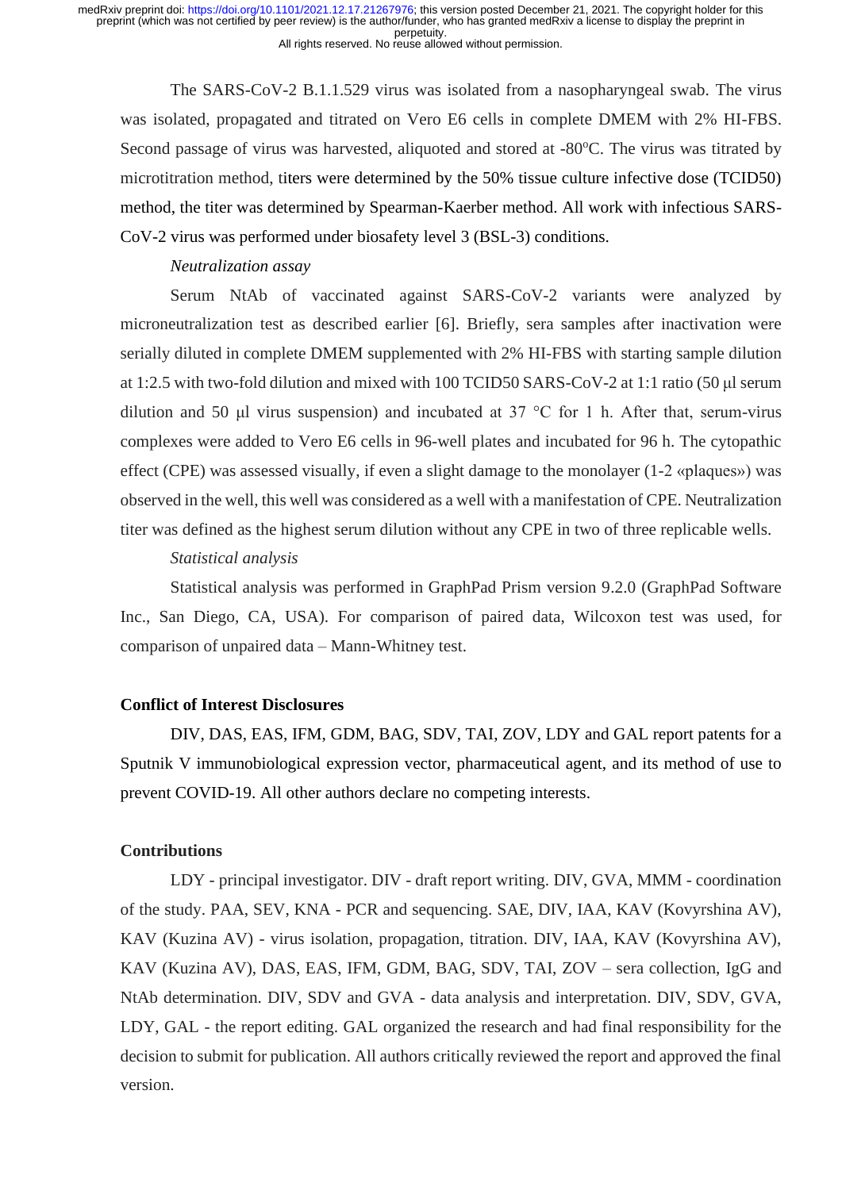The SARS-CoV-2 B.1.1.529 virus was isolated from a nasopharyngeal swab. The virus was isolated, propagated and titrated on Vero E6 cells in complete DMEM with 2% HI-FBS. Second passage of virus was harvested, aliquoted and stored at -80°C. The virus was titrated by microtitration method, titers were determined by the 50% tissue culture infective dose (TCID50) method, the titer was determined by Spearman-Kaerber method. All work with infectious SARS-CoV-2 virus was performed under biosafety level 3 (BSL-3) conditions.

*Neutralization assay*

Serum NtAb of vaccinated against SARS-CoV-2 variants were analyzed by microneutralization test as described earlier [6]. Briefly, sera samples after inactivation were serially diluted in complete DMEM supplemented with 2% HI-FBS with starting sample dilution at 1:2.5 with two-fold dilution and mixed with 100 TCID50 SARS-CoV-2 at 1:1 ratio (50 μl serum dilution and 50 μl virus suspension) and incubated at 37 °C for 1 h. After that, serum-virus complexes were added to Vero E6 cells in 96-well plates and incubated for 96 h. The cytopathic effect (CPE) was assessed visually, if even a slight damage to the monolayer (1-2 «plaques») was observed in the well, this well was considered as a well with a manifestation of CPE. Neutralization titer was defined as the highest serum dilution without any CPE in two of three replicable wells.

*Statistical analysis*

Statistical analysis was performed in GraphPad Prism version 9.2.0 (GraphPad Software Inc., San Diego, CA, USA). For comparison of paired data, Wilcoxon test was used, for comparison of unpaired data – Mann-Whitney test.

## Conflict of Interest Disclosures

DIV, DAS, EAS, IFM, GDM, BAG, SDV, TAI, ZOV, LDY and GAL report patents for a Sputnik V immunobiological expression vector, pharmaceutical agent, and its method of use to prevent COVID-19. All other authors declare no competing interests.

## Contributions

LDY - principal investigator. DIV - draft report writing. DIV, GVA, MMM - coordination of the study. PAA, SEV, KNA - PCR and sequencing. SAE, DIV, IAA, KAV (Kovyrshina AV), KAV (Kuzina AV) - virus isolation, propagation, titration. DIV, IAA, KAV (Kovyrshina AV), KAV (Kuzina AV), DAS, EAS, IFM, GDM, BAG, SDV, TAI, ZOV – sera collection, IgG and NtAb determination. DIV, SDV and GVA - data analysis and interpretation. DIV, SDV, GVA, LDY, GAL - the report editing. GAL organized the research and had final responsibility for the decision to submit for publication. All authors critically reviewed the report and approved the final version.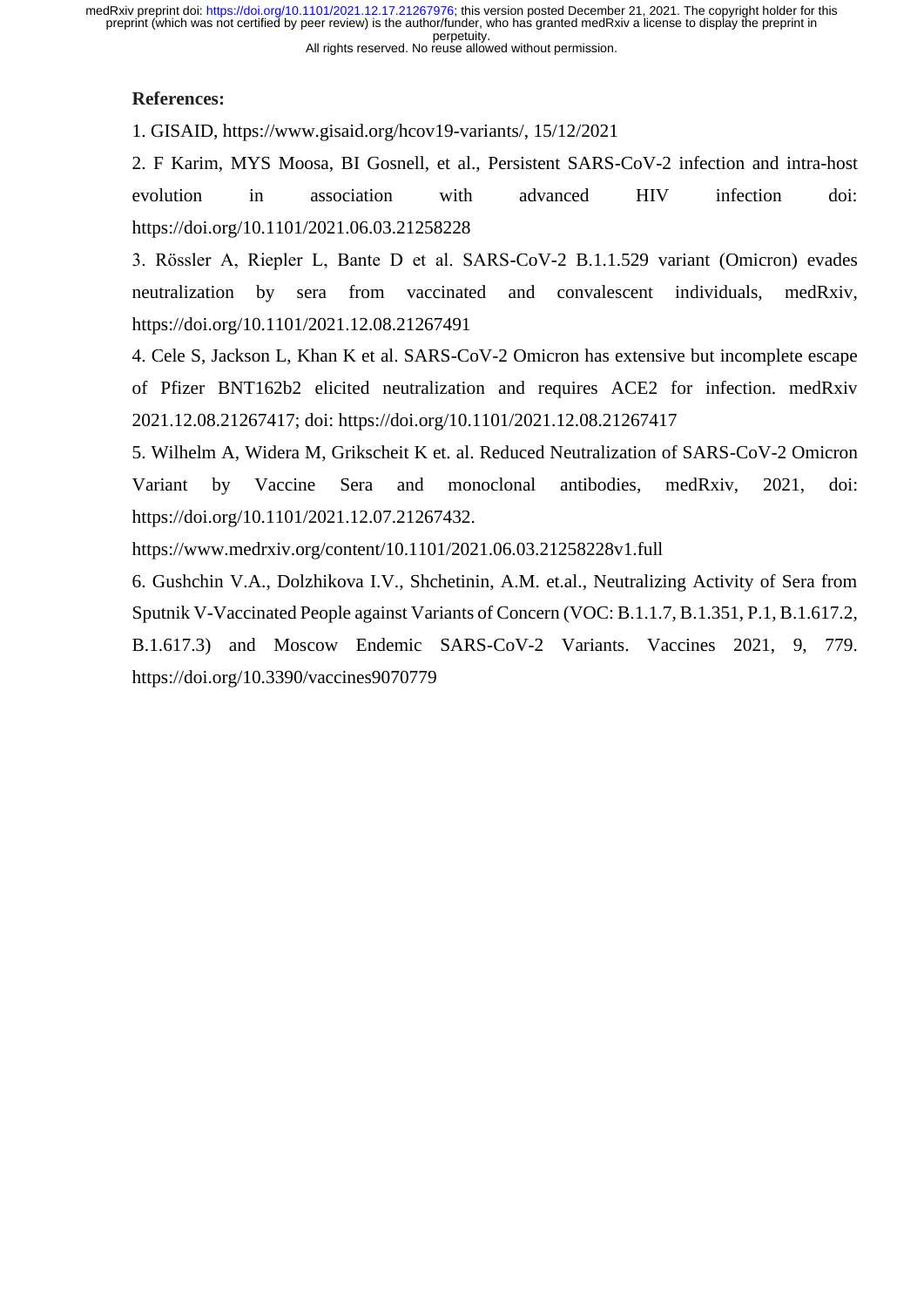**References:**

1. GISAID, https://www.gisaid.org/hcov19-variants/, 15/12/2021

2. F Karim, MYS Moosa, BI Gosnell, et al., Persistent SARS-CoV-2 infection and intra-host evolution in association with advanced HIV infection doi: https://doi.org/10.1101/2021.06.03.21258228

3. Rössler A, Riepler L, Bante D et al. SARS-CoV-2 B.1.1.529 variant (Omicron) evades neutralization by sera from vaccinated and convalescent individuals, medRxiv, https://doi.org/10.1101/2021.12.08.21267491

4. Cele S, Jackson L, Khan K et al. SARS-CoV-2 Omicron has extensive but incomplete escape of Pfizer BNT162b2 elicited neutralization and requires ACE2 for infection. medRxiv 2021.12.08.21267417; doi: https://doi.org/10.1101/2021.12.08.21267417

5. Wilhelm A, Widera M, Grikscheit K et. al. Reduced Neutralization of SARS-CoV-2 Omicron Variant by Vaccine Sera and monoclonal antibodies, medRxiv, 2021, doi: https://doi.org/10.1101/2021.12.07.21267432.

https://www.medrxiv.org/content/10.1101/2021.06.03.21258228v1.full

6. Gushchin V.A., Dolzhikova I.V., Shchetinin, A.M. et.al., Neutralizing Activity of Sera from Sputnik V-Vaccinated People against Variants of Concern (VOC: B.1.1.7, B.1.351, P.1, B.1.617.2, B.1.617.3) and Moscow Endemic SARS-CoV-2 Variants. Vaccines 2021, 9, 779. https://doi.org/10.3390/vaccines9070779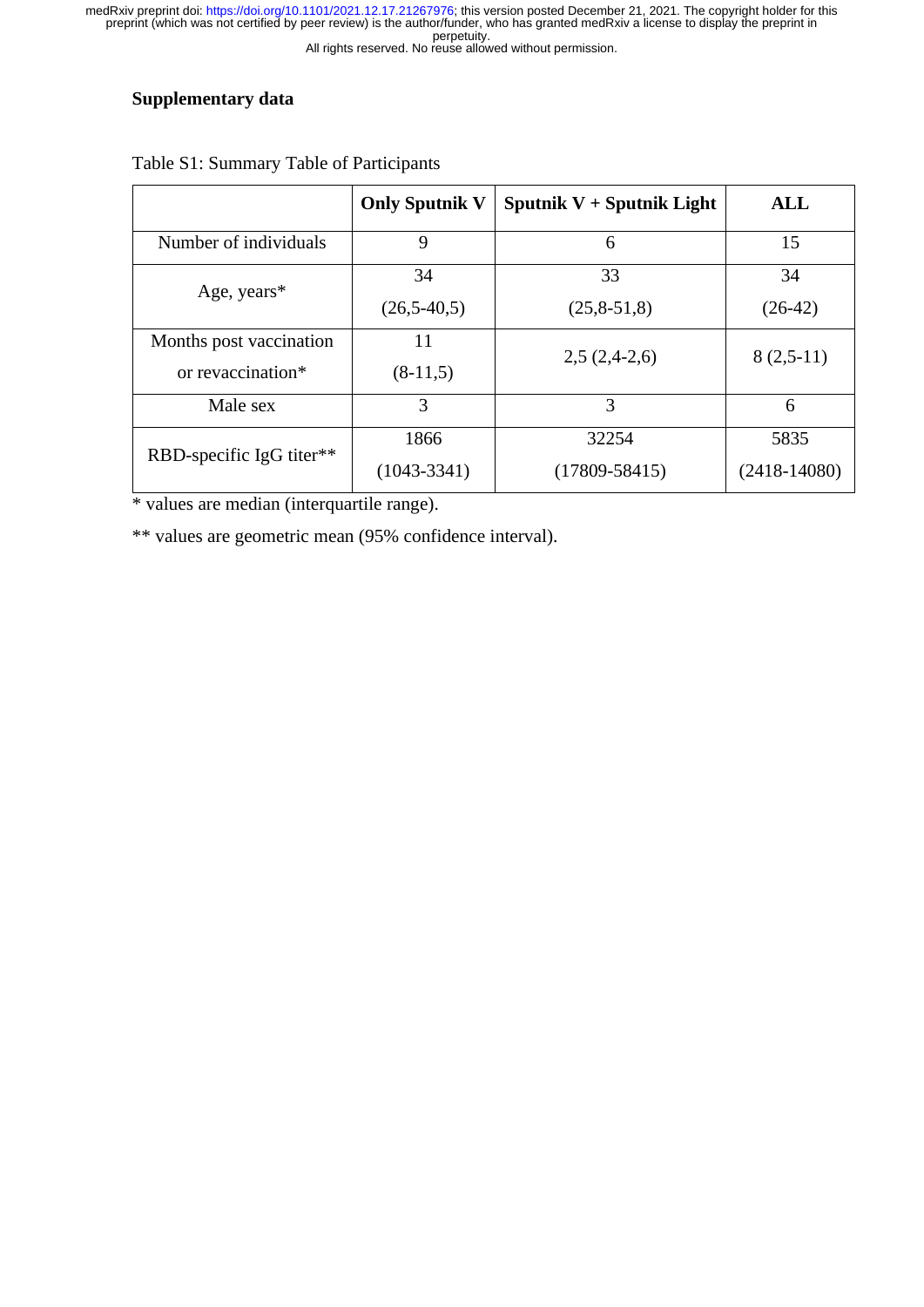## Supplementary data

Table S1: Summary Table of Participants

| | Only Sputnik V | Sputnik V + Sputnik Light | ALL |
|---|---|---|---|
| Number of individuals | 9 | 6 | 15 |
| Age, years* | 34 (26,5-40,5) | 33 (25,8-51,8) | 34 (26-42) |
| Months post vaccination or revaccination* | 11 (8-11,5) | 2,5 (2,4-2,6) | 8 (2,5-11) |
| Male sex | 3 | 3 | 6 |
| RBD-specific IgG titer** | 1866 (1043-3341) | 32254 (17809-58415) | 5835 (2418-14080) |

* values are median (interquartile range).

** values are geometric mean (95% confidence interval).